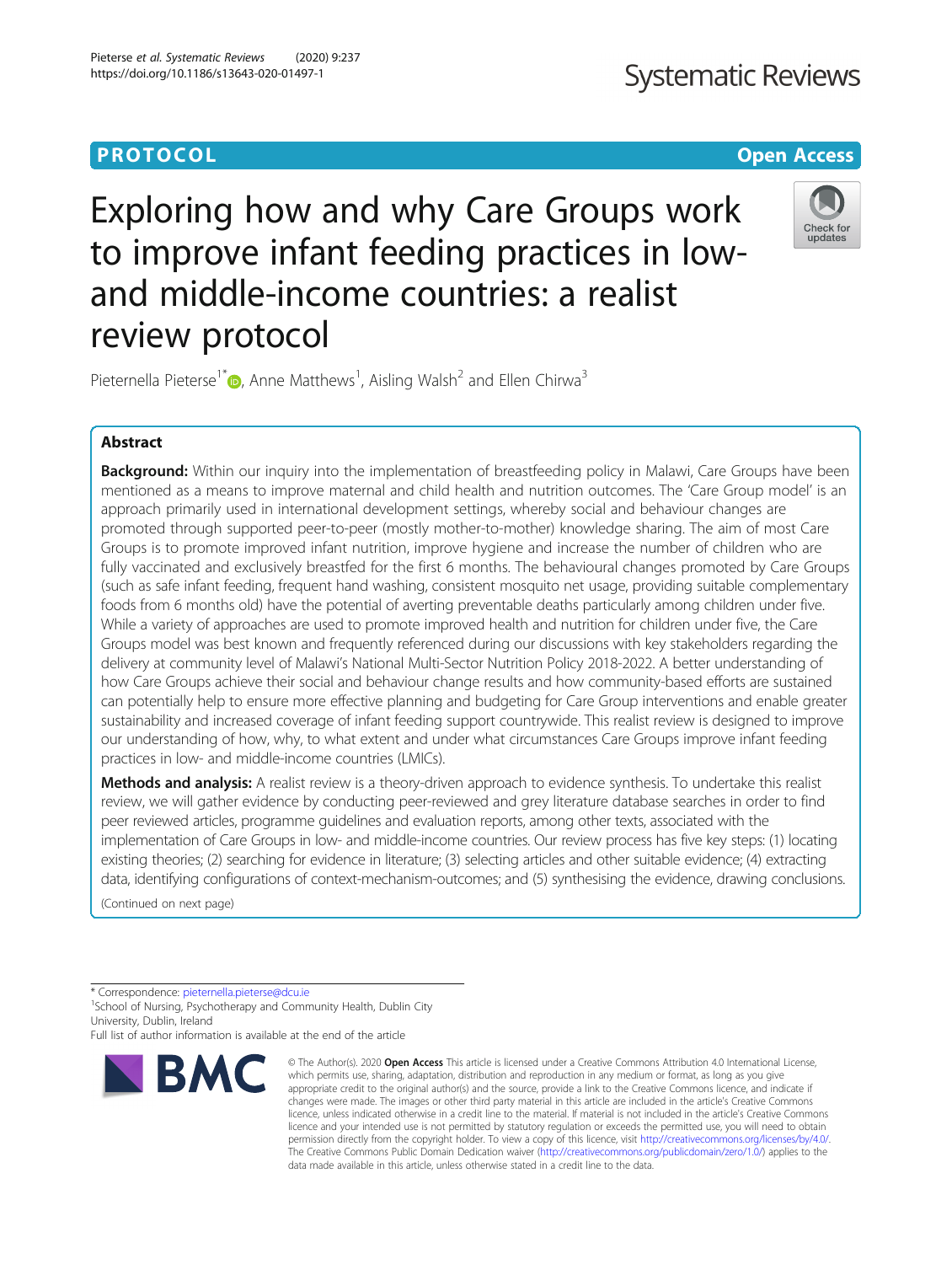PROTOCOL

Open Access

# Exploring how and why Care Groups work to improve infant feeding practices in low- and middle-income countries: a realist review protocol

Pieternella Pieterse[1*], Anne Matthews[1], Aisling Walsh[2] and Ellen Chirwa[3]

## Abstract

**Background:** Within our inquiry into the implementation of breastfeeding policy in Malawi, Care Groups have been mentioned as a means to improve maternal and child health and nutrition outcomes. The 'Care Group model' is an approach primarily used in international development settings, whereby social and behaviour changes are promoted through supported peer-to-peer (mostly mother-to-mother) knowledge sharing. The aim of most Care Groups is to promote improved infant nutrition, improve hygiene and increase the number of children who are fully vaccinated and exclusively breastfed for the first 6 months. The behavioural changes promoted by Care Groups (such as safe infant feeding, frequent hand washing, consistent mosquito net usage, providing suitable complementary foods from 6 months old) have the potential of averting preventable deaths particularly among children under five. While a variety of approaches are used to promote improved health and nutrition for children under five, the Care Groups model was best known and frequently referenced during our discussions with key stakeholders regarding the delivery at community level of Malawi's National Multi-Sector Nutrition Policy 2018-2022. A better understanding of how Care Groups achieve their social and behaviour change results and how community-based efforts are sustained can potentially help to ensure more effective planning and budgeting for Care Group interventions and enable greater sustainability and increased coverage of infant feeding support countrywide. This realist review is designed to improve our understanding of how, why, to what extent and under what circumstances Care Groups improve infant feeding practices in low- and middle-income countries (LMICs).

**Methods and analysis:** A realist review is a theory-driven approach to evidence synthesis. To undertake this realist review, we will gather evidence by conducting peer-reviewed and grey literature database searches in order to find peer reviewed articles, programme guidelines and evaluation reports, among other texts, associated with the implementation of Care Groups in low- and middle-income countries. Our review process has five key steps: (1) locating existing theories; (2) searching for evidence in literature; (3) selecting articles and other suitable evidence; (4) extracting data, identifying configurations of context-mechanism-outcomes; and (5) synthesising the evidence, drawing conclusions.

(Continued on next page)

* Correspondence: pieternella.pieterse@dcu.ie
[1]School of Nursing, Psychotherapy and Community Health, Dublin City University, Dublin, Ireland
Full list of author information is available at the end of the article

© The Author(s). 2020 **Open Access** This article is licensed under a Creative Commons Attribution 4.0 International License, which permits use, sharing, adaptation, distribution and reproduction in any medium or format, as long as you give appropriate credit to the original author(s) and the source, provide a link to the Creative Commons licence, and indicate if changes were made. The images or other third party material in this article are included in the article's Creative Commons licence, unless indicated otherwise in a credit line to the material. If material is not included in the article's Creative Commons licence and your intended use is not permitted by statutory regulation or exceeds the permitted use, you will need to obtain permission directly from the copyright holder. To view a copy of this licence, visit http://creativecommons.org/licenses/by/4.0/. The Creative Commons Public Domain Dedication waiver (http://creativecommons.org/publicdomain/zero/1.0/) applies to the data made available in this article, unless otherwise stated in a credit line to the data.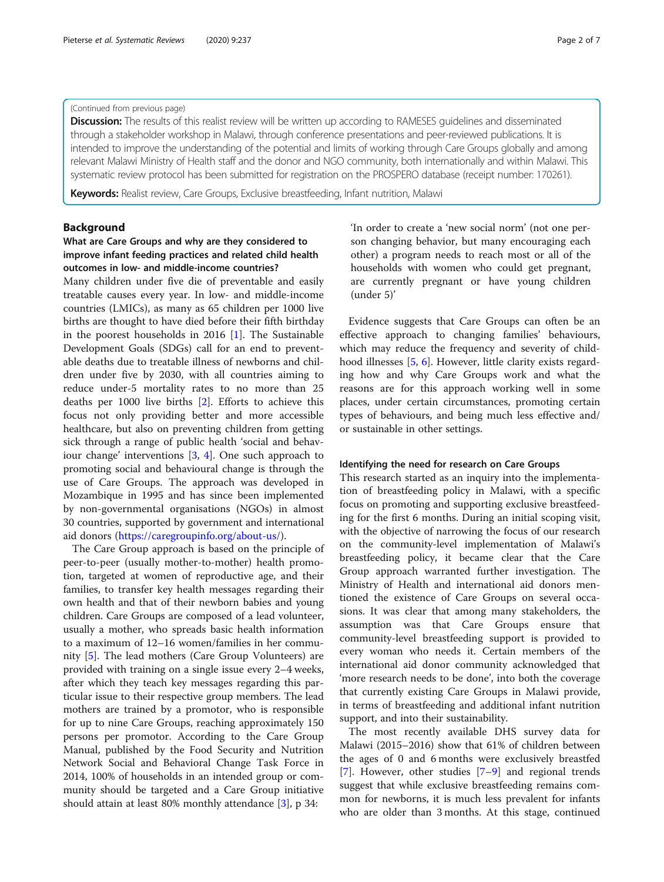(Continued from previous page)

**Discussion:** The results of this realist review will be written up according to RAMESES guidelines and disseminated through a stakeholder workshop in Malawi, through conference presentations and peer-reviewed publications. It is intended to improve the understanding of the potential and limits of working through Care Groups globally and among relevant Malawi Ministry of Health staff and the donor and NGO community, both internationally and within Malawi. This systematic review protocol has been submitted for registration on the PROSPERO database (receipt number: 170261).

**Keywords:** Realist review, Care Groups, Exclusive breastfeeding, Infant nutrition, Malawi

## Background

### What are Care Groups and why are they considered to improve infant feeding practices and related child health outcomes in low- and middle-income countries?

Many children under five die of preventable and easily treatable causes every year. In low- and middle-income countries (LMICs), as many as 65 children per 1000 live births are thought to have died before their fifth birthday in the poorest households in 2016 [1]. The Sustainable Development Goals (SDGs) call for an end to preventable deaths due to treatable illness of newborns and children under five by 2030, with all countries aiming to reduce under-5 mortality rates to no more than 25 deaths per 1000 live births [2]. Efforts to achieve this focus not only providing better and more accessible healthcare, but also on preventing children from getting sick through a range of public health 'social and behaviour change' interventions [3, 4]. One such approach to promoting social and behavioural change is through the use of Care Groups. The approach was developed in Mozambique in 1995 and has since been implemented by non-governmental organisations (NGOs) in almost 30 countries, supported by government and international aid donors (https://caregroupinfo.org/about-us/).

The Care Group approach is based on the principle of peer-to-peer (usually mother-to-mother) health promotion, targeted at women of reproductive age, and their families, to transfer key health messages regarding their own health and that of their newborn babies and young children. Care Groups are composed of a lead volunteer, usually a mother, who spreads basic health information to a maximum of 12–16 women/families in her community [5]. The lead mothers (Care Group Volunteers) are provided with training on a single issue every 2–4 weeks, after which they teach key messages regarding this particular issue to their respective group members. The lead mothers are trained by a promotor, who is responsible for up to nine Care Groups, reaching approximately 150 persons per promotor. According to the Care Group Manual, published by the Food Security and Nutrition Network Social and Behavioral Change Task Force in 2014, 100% of households in an intended group or community should be targeted and a Care Group initiative should attain at least 80% monthly attendance [3], p 34:

> 'In order to create a 'new social norm' (not one person changing behavior, but many encouraging each other) a program needs to reach most or all of the households with women who could get pregnant, are currently pregnant or have young children (under 5)'

Evidence suggests that Care Groups can often be an effective approach to changing families' behaviours, which may reduce the frequency and severity of childhood illnesses [5, 6]. However, little clarity exists regarding how and why Care Groups work and what the reasons are for this approach working well in some places, under certain circumstances, promoting certain types of behaviours, and being much less effective and/or sustainable in other settings.

### Identifying the need for research on Care Groups

This research started as an inquiry into the implementation of breastfeeding policy in Malawi, with a specific focus on promoting and supporting exclusive breastfeeding for the first 6 months. During an initial scoping visit, with the objective of narrowing the focus of our research on the community-level implementation of Malawi's breastfeeding policy, it became clear that the Care Group approach warranted further investigation. The Ministry of Health and international aid donors mentioned the existence of Care Groups on several occasions. It was clear that among many stakeholders, the assumption was that Care Groups ensure that community-level breastfeeding support is provided to every woman who needs it. Certain members of the international aid donor community acknowledged that 'more research needs to be done', into both the coverage that currently existing Care Groups in Malawi provide, in terms of breastfeeding and additional infant nutrition support, and into their sustainability.

The most recently available DHS survey data for Malawi (2015–2016) show that 61% of children between the ages of 0 and 6 months were exclusively breastfed [7]. However, other studies [7–9] and regional trends suggest that while exclusive breastfeeding remains common for newborns, it is much less prevalent for infants who are older than 3 months. At this stage, continued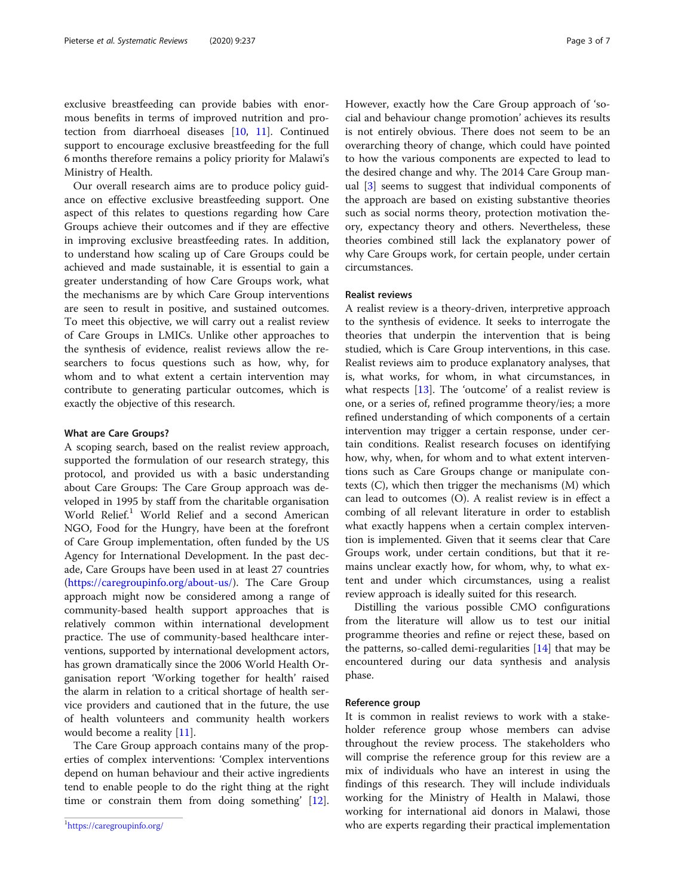exclusive breastfeeding can provide babies with enormous benefits in terms of improved nutrition and protection from diarrhoeal diseases [10, 11]. Continued support to encourage exclusive breastfeeding for the full 6 months therefore remains a policy priority for Malawi's Ministry of Health.

Our overall research aims are to produce policy guidance on effective exclusive breastfeeding support. One aspect of this relates to questions regarding how Care Groups achieve their outcomes and if they are effective in improving exclusive breastfeeding rates. In addition, to understand how scaling up of Care Groups could be achieved and made sustainable, it is essential to gain a greater understanding of how Care Groups work, what the mechanisms are by which Care Group interventions are seen to result in positive, and sustained outcomes. To meet this objective, we will carry out a realist review of Care Groups in LMICs. Unlike other approaches to the synthesis of evidence, realist reviews allow the researchers to focus questions such as how, why, for whom and to what extent a certain intervention may contribute to generating particular outcomes, which is exactly the objective of this research.

#### What are Care Groups?

A scoping search, based on the realist review approach, supported the formulation of our research strategy, this protocol, and provided us with a basic understanding about Care Groups: The Care Group approach was developed in 1995 by staff from the charitable organisation World Relief.[1] World Relief and a second American NGO, Food for the Hungry, have been at the forefront of Care Group implementation, often funded by the US Agency for International Development. In the past decade, Care Groups have been used in at least 27 countries (https://caregroupinfo.org/about-us/). The Care Group approach might now be considered among a range of community-based health support approaches that is relatively common within international development practice. The use of community-based healthcare interventions, supported by international development actors, has grown dramatically since the 2006 World Health Organisation report 'Working together for health' raised the alarm in relation to a critical shortage of health service providers and cautioned that in the future, the use of health volunteers and community health workers would become a reality [11].

The Care Group approach contains many of the properties of complex interventions: 'Complex interventions depend on human behaviour and their active ingredients tend to enable people to do the right thing at the right time or constrain them from doing something' [12]. However, exactly how the Care Group approach of 'social and behaviour change promotion' achieves its results is not entirely obvious. There does not seem to be an overarching theory of change, which could have pointed to how the various components are expected to lead to the desired change and why. The 2014 Care Group manual [3] seems to suggest that individual components of the approach are based on existing substantive theories such as social norms theory, protection motivation theory, expectancy theory and others. Nevertheless, these theories combined still lack the explanatory power of why Care Groups work, for certain people, under certain circumstances.

#### Realist reviews

A realist review is a theory-driven, interpretive approach to the synthesis of evidence. It seeks to interrogate the theories that underpin the intervention that is being studied, which is Care Group interventions, in this case. Realist reviews aim to produce explanatory analyses, that is, what works, for whom, in what circumstances, in what respects [13]. The 'outcome' of a realist review is one, or a series of, refined programme theory/ies; a more refined understanding of which components of a certain intervention may trigger a certain response, under certain conditions. Realist research focuses on identifying how, why, when, for whom and to what extent interventions such as Care Groups change or manipulate contexts (C), which then trigger the mechanisms (M) which can lead to outcomes (O). A realist review is in effect a combing of all relevant literature in order to establish what exactly happens when a certain complex intervention is implemented. Given that it seems clear that Care Groups work, under certain conditions, but that it remains unclear exactly how, for whom, why, to what extent and under which circumstances, using a realist review approach is ideally suited for this research.

Distilling the various possible CMO configurations from the literature will allow us to test our initial programme theories and refine or reject these, based on the patterns, so-called demi-regularities [14] that may be encountered during our data synthesis and analysis phase.

#### Reference group

It is common in realist reviews to work with a stakeholder reference group whose members can advise throughout the review process. The stakeholders who will comprise the reference group for this review are a mix of individuals who have an interest in using the findings of this research. They will include individuals working for the Ministry of Health in Malawi, those working for international aid donors in Malawi, those who are experts regarding their practical implementation

[1] https://caregroupinfo.org/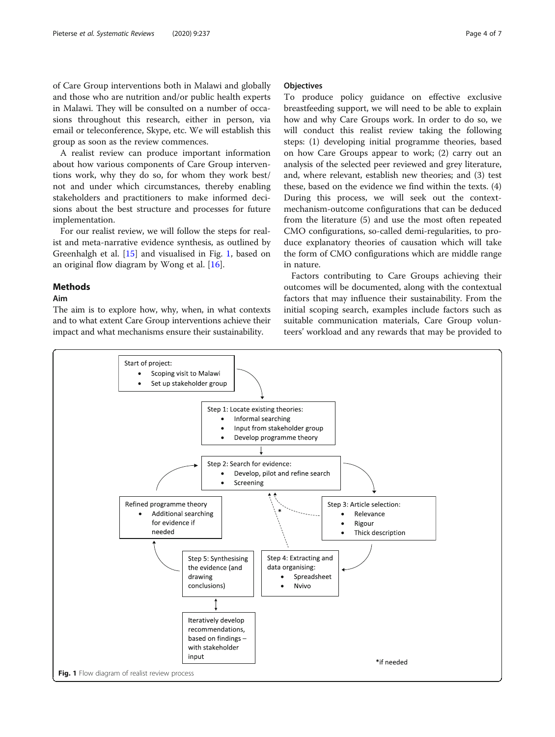of Care Group interventions both in Malawi and globally and those who are nutrition and/or public health experts in Malawi. They will be consulted on a number of occasions throughout this research, either in person, via email or teleconference, Skype, etc. We will establish this group as soon as the review commences.

A realist review can produce important information about how various components of Care Group interventions work, why they do so, for whom they work best/not and under which circumstances, thereby enabling stakeholders and practitioners to make informed decisions about the best structure and processes for future implementation.

For our realist review, we will follow the steps for realist and meta-narrative evidence synthesis, as outlined by Greenhalgh et al. [15] and visualised in Fig. 1, based on an original flow diagram by Wong et al. [16].

## Methods

### Aim

The aim is to explore how, why, when, in what contexts and to what extent Care Group interventions achieve their impact and what mechanisms ensure their sustainability.

### Objectives

To produce policy guidance on effective exclusive breastfeeding support, we will need to be able to explain how and why Care Groups work. In order to do so, we will conduct this realist review taking the following steps: (1) developing initial programme theories, based on how Care Groups appear to work; (2) carry out an analysis of the selected peer reviewed and grey literature, and, where relevant, establish new theories; and (3) test these, based on the evidence we find within the texts. (4) During this process, we will seek out the context-mechanism-outcome configurations that can be deduced from the literature (5) and use the most often repeated CMO configurations, so-called demi-regularities, to produce explanatory theories of causation which will take the form of CMO configurations which are middle range in nature.

Factors contributing to Care Groups achieving their outcomes will be documented, along with the contextual factors that may influence their sustainability. From the initial scoping search, examples include factors such as suitable communication materials, Care Group volunteers' workload and any rewards that may be provided to

Start of project:
- Scoping visit to Malawi
- Set up stakeholder group

Step 1: Locate existing theories:
- Informal searching
- Input from stakeholder group
- Develop programme theory

Step 2: Search for evidence:
- Develop, pilot and refine search
- Screening

Step 3: Article selection:
- Relevance
- Rigour
- Thick description

Step 4: Extracting and data organising:
- Spreadsheet
- Nvivo

Step 5: Synthesising the evidence (and drawing conclusions)

Refined programme theory
- Additional searching for evidence if needed

Iteratively develop recommendations, based on findings – with stakeholder input

*if needed

Fig. 1 Flow diagram of realist review process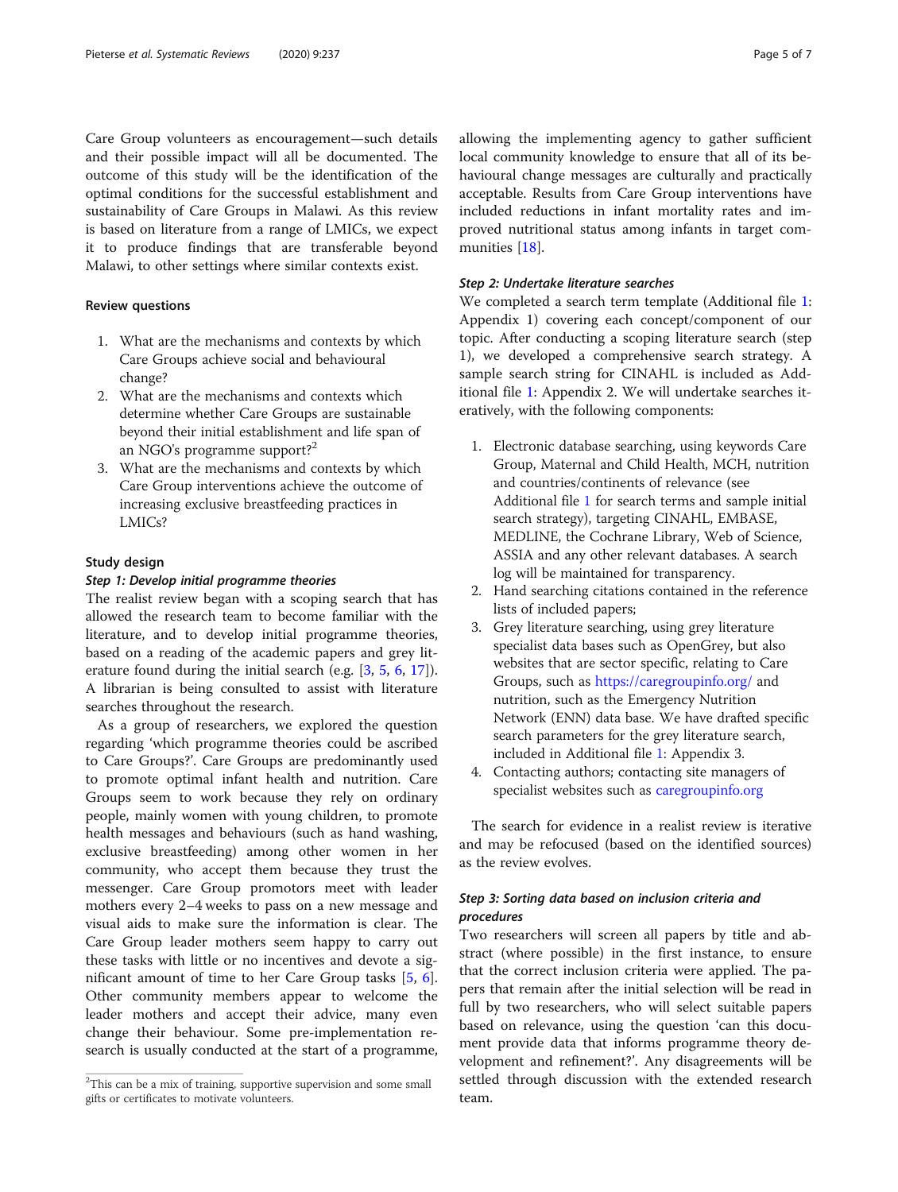Care Group volunteers as encouragement—such details and their possible impact will all be documented. The outcome of this study will be the identification of the optimal conditions for the successful establishment and sustainability of Care Groups in Malawi. As this review is based on literature from a range of LMICs, we expect it to produce findings that are transferable beyond Malawi, to other settings where similar contexts exist.

### Review questions

1. What are the mechanisms and contexts by which Care Groups achieve social and behavioural change?
2. What are the mechanisms and contexts which determine whether Care Groups are sustainable beyond their initial establishment and life span of an NGO's programme support?[2]
3. What are the mechanisms and contexts by which Care Group interventions achieve the outcome of increasing exclusive breastfeeding practices in LMICs?

### Study design

#### *Step 1: Develop initial programme theories*

The realist review began with a scoping search that has allowed the research team to become familiar with the literature, and to develop initial programme theories, based on a reading of the academic papers and grey literature found during the initial search (e.g. [3, 5, 6, 17]). A librarian is being consulted to assist with literature searches throughout the research.

As a group of researchers, we explored the question regarding 'which programme theories could be ascribed to Care Groups?'. Care Groups are predominantly used to promote optimal infant health and nutrition. Care Groups seem to work because they rely on ordinary people, mainly women with young children, to promote health messages and behaviours (such as hand washing, exclusive breastfeeding) among other women in her community, who accept them because they trust the messenger. Care Group promotors meet with leader mothers every 2–4 weeks to pass on a new message and visual aids to make sure the information is clear. The Care Group leader mothers seem happy to carry out these tasks with little or no incentives and devote a significant amount of time to her Care Group tasks [5, 6]. Other community members appear to welcome the leader mothers and accept their advice, many even change their behaviour. Some pre-implementation research is usually conducted at the start of a programme, allowing the implementing agency to gather sufficient local community knowledge to ensure that all of its behavioural change messages are culturally and practically acceptable. Results from Care Group interventions have included reductions in infant mortality rates and improved nutritional status among infants in target communities [18].

#### *Step 2: Undertake literature searches*

We completed a search term template (Additional file 1: Appendix 1) covering each concept/component of our topic. After conducting a scoping literature search (step 1), we developed a comprehensive search strategy. A sample search string for CINAHL is included as Additional file 1: Appendix 2. We will undertake searches iteratively, with the following components:

1. Electronic database searching, using keywords Care Group, Maternal and Child Health, MCH, nutrition and countries/continents of relevance (see Additional file 1 for search terms and sample initial search strategy), targeting CINAHL, EMBASE, MEDLINE, the Cochrane Library, Web of Science, ASSIA and any other relevant databases. A search log will be maintained for transparency.
2. Hand searching citations contained in the reference lists of included papers;
3. Grey literature searching, using grey literature specialist data bases such as OpenGrey, but also websites that are sector specific, relating to Care Groups, such as https://caregroupinfo.org/ and nutrition, such as the Emergency Nutrition Network (ENN) data base. We have drafted specific search parameters for the grey literature search, included in Additional file 1: Appendix 3.
4. Contacting authors; contacting site managers of specialist websites such as caregroupinfo.org

The search for evidence in a realist review is iterative and may be refocused (based on the identified sources) as the review evolves.

#### *Step 3: Sorting data based on inclusion criteria and procedures*

Two researchers will screen all papers by title and abstract (where possible) in the first instance, to ensure that the correct inclusion criteria were applied. The papers that remain after the initial selection will be read in full by two researchers, who will select suitable papers based on relevance, using the question 'can this document provide data that informs programme theory development and refinement?'. Any disagreements will be settled through discussion with the extended research team.

[2] This can be a mix of training, supportive supervision and some small gifts or certificates to motivate volunteers.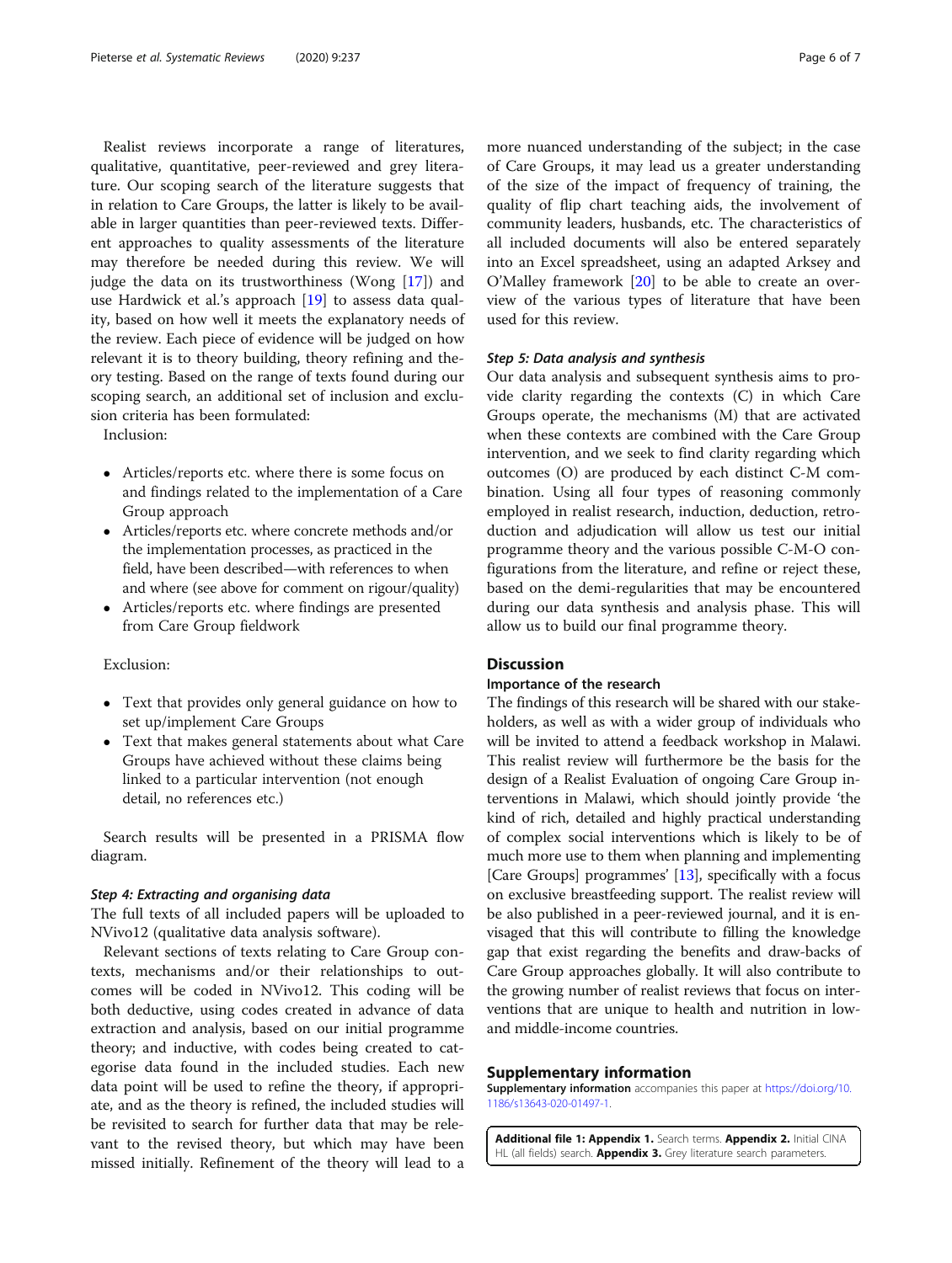Realist reviews incorporate a range of literatures, qualitative, quantitative, peer-reviewed and grey literature. Our scoping search of the literature suggests that in relation to Care Groups, the latter is likely to be available in larger quantities than peer-reviewed texts. Different approaches to quality assessments of the literature may therefore be needed during this review. We will judge the data on its trustworthiness (Wong [17]) and use Hardwick et al.'s approach [19] to assess data quality, based on how well it meets the explanatory needs of the review. Each piece of evidence will be judged on how relevant it is to theory building, theory refining and theory testing. Based on the range of texts found during our scoping search, an additional set of inclusion and exclusion criteria has been formulated:

Inclusion:

- Articles/reports etc. where there is some focus on and findings related to the implementation of a Care Group approach
- Articles/reports etc. where concrete methods and/or the implementation processes, as practiced in the field, have been described—with references to when and where (see above for comment on rigour/quality)
- Articles/reports etc. where findings are presented from Care Group fieldwork

Exclusion:

- Text that provides only general guidance on how to set up/implement Care Groups
- Text that makes general statements about what Care Groups have achieved without these claims being linked to a particular intervention (not enough detail, no references etc.)

Search results will be presented in a PRISMA flow diagram.

#### *Step 4: Extracting and organising data*

The full texts of all included papers will be uploaded to NVivo12 (qualitative data analysis software).

Relevant sections of texts relating to Care Group contexts, mechanisms and/or their relationships to outcomes will be coded in NVivo12. This coding will be both deductive, using codes created in advance of data extraction and analysis, based on our initial programme theory; and inductive, with codes being created to categorise data found in the included studies. Each new data point will be used to refine the theory, if appropriate, and as the theory is refined, the included studies will be revisited to search for further data that may be relevant to the revised theory, but which may have been missed initially. Refinement of the theory will lead to a more nuanced understanding of the subject; in the case of Care Groups, it may lead us a greater understanding of the size of the impact of frequency of training, the quality of flip chart teaching aids, the involvement of community leaders, husbands, etc. The characteristics of all included documents will also be entered separately into an Excel spreadsheet, using an adapted Arksey and O'Malley framework [20] to be able to create an overview of the various types of literature that have been used for this review.

#### *Step 5: Data analysis and synthesis*

Our data analysis and subsequent synthesis aims to provide clarity regarding the contexts (C) in which Care Groups operate, the mechanisms (M) that are activated when these contexts are combined with the Care Group intervention, and we seek to find clarity regarding which outcomes (O) are produced by each distinct C-M combination. Using all four types of reasoning commonly employed in realist research, induction, deduction, retroduction and adjudication will allow us test our initial programme theory and the various possible C-M-O configurations from the literature, and refine or reject these, based on the demi-regularities that may be encountered during our data synthesis and analysis phase. This will allow us to build our final programme theory.

## Discussion

### Importance of the research

The findings of this research will be shared with our stakeholders, as well as with a wider group of individuals who will be invited to attend a feedback workshop in Malawi. This realist review will furthermore be the basis for the design of a Realist Evaluation of ongoing Care Group interventions in Malawi, which should jointly provide 'the kind of rich, detailed and highly practical understanding of complex social interventions which is likely to be of much more use to them when planning and implementing [Care Groups] programmes' [13], specifically with a focus on exclusive breastfeeding support. The realist review will be also published in a peer-reviewed journal, and it is envisaged that this will contribute to filling the knowledge gap that exist regarding the benefits and draw-backs of Care Group approaches globally. It will also contribute to the growing number of realist reviews that focus on interventions that are unique to health and nutrition in low- and middle-income countries.

## Supplementary information

**Supplementary information** accompanies this paper at https://doi.org/10.1186/s13643-020-01497-1.

**Additional file 1: Appendix 1.** Search terms. **Appendix 2.** Initial CINAHL (all fields) search. **Appendix 3.** Grey literature search parameters.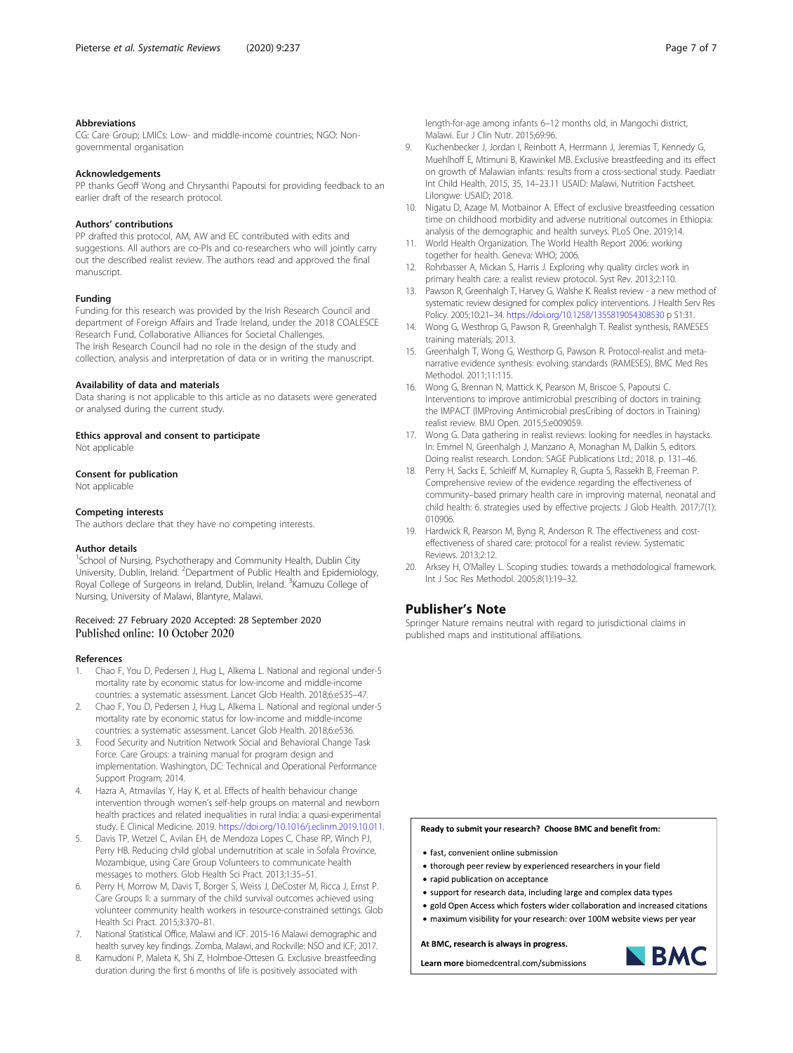### Abbreviations

CG: Care Group; LMICs: Low- and middle-income countries; NGO: Non-governmental organisation

### Acknowledgements

PP thanks Geoff Wong and Chrysanthi Papoutsi for providing feedback to an earlier draft of the research protocol.

### Authors' contributions

PP drafted this protocol, AM, AW and EC contributed with edits and suggestions. All authors are co-PIs and co-researchers who will jointly carry out the described realist review. The authors read and approved the final manuscript.

### Funding

Funding for this research was provided by the Irish Research Council and department of Foreign Affairs and Trade Ireland, under the 2018 COALESCE Research Fund, Collaborative Alliances for Societal Challenges.
The Irish Research Council had no role in the design of the study and collection, analysis and interpretation of data or in writing the manuscript.

### Availability of data and materials

Data sharing is not applicable to this article as no datasets were generated or analysed during the current study.

### Ethics approval and consent to participate

Not applicable

### Consent for publication

Not applicable

### Competing interests

The authors declare that they have no competing interests.

### Author details

[1]School of Nursing, Psychotherapy and Community Health, Dublin City University, Dublin, Ireland. [2]Department of Public Health and Epidemiology, Royal College of Surgeons in Ireland, Dublin, Ireland. [3]Kamuzu College of Nursing, University of Malawi, Blantyre, Malawi.

Received: 27 February 2020 Accepted: 28 September 2020
Published online: 10 October 2020

### References

1. Chao F, You D, Pedersen J, Hug L, Alkema L. National and regional under-5 mortality rate by economic status for low-income and middle-income countries: a systematic assessment. Lancet Glob Health. 2018;6:e535–47.
2. Chao F, You D, Pedersen J, Hug L, Alkema L. National and regional under-5 mortality rate by economic status for low-income and middle-income countries: a systematic assessment. Lancet Glob Health. 2018;6:e536.
3. Food Security and Nutrition Network Social and Behavioral Change Task Force. Care Groups: a training manual for program design and implementation. Washington, DC: Technical and Operational Performance Support Program; 2014.
4. Hazra A, Atmavilas Y, Hay K, et al. Effects of health behaviour change intervention through women's self-help groups on maternal and newborn health practices and related inequalities in rural India: a quasi-experimental study. E Clinical Medicine. 2019. https://doi.org/10.1016/j.eclinm.2019.10.011.
5. Davis TP, Wetzel C, Avilan EH, de Mendoza Lopes C, Chase RP, Winch PJ, Perry HB. Reducing child global undernutrition at scale in Sofala Province, Mozambique, using Care Group Volunteers to communicate health messages to mothers. Glob Health Sci Pract. 2013;1:35–51.
6. Perry H, Morrow M, Davis T, Borger S, Weiss J, DeCoster M, Ricca J, Ernst P. Care Groups II: a summary of the child survival outcomes achieved using volunteer community health workers in resource-constrained settings. Glob Health Sci Pract. 2015;3:370–81.
7. National Statistical Office, Malawi and ICF. 2015-16 Malawi demographic and health survey key findings. Zomba, Malawi, and Rockville: NSO and ICF; 2017.
8. Kamudoni P, Maleta K, Shi Z, Holmboe-Ottesen G. Exclusive breastfeeding duration during the first 6 months of life is positively associated with length-for-age among infants 6–12 months old, in Mangochi district, Malawi. Eur J Clin Nutr. 2015;69:96.
9. Kuchenbecker J, Jordan I, Reinbott A, Herrmann J, Jeremias T, Kennedy G, Muehlhoff E, Mtimuni B, Krawinkel MB. Exclusive breastfeeding and its effect on growth of Malawian infants: results from a cross-sectional study. Paediatr Int Child Health, 2015, 35, 14–23.11 USAID: Malawi, Nutrition Factsheet. Lilongwe: USAID; 2018.
10. Nigatu D, Azage M, Motbainor A. Effect of exclusive breastfeeding cessation time on childhood morbidity and adverse nutritional outcomes in Ethiopia: analysis of the demographic and health surveys. PLoS One. 2019;14.
11. World Health Organization. The World Health Report 2006: working together for health. Geneva: WHO; 2006.
12. Rohrbasser A, Mickan S, Harris J. Exploring why quality circles work in primary health care: a realist review protocol. Syst Rev. 2013;2:110.
13. Pawson R, Greenhalgh T, Harvey G, Walshe K. Realist review - a new method of systematic review designed for complex policy interventions. J Health Serv Res Policy. 2005;10:21–34. https://doi.org/10.1258/1355819054308530 p S1:31.
14. Wong G, Westhrop G, Pawson R, Greenhalgh T. Realist synthesis, RAMESES training materials; 2013.
15. Greenhalgh T, Wong G, Westhorp G, Pawson R. Protocol-realist and meta-narrative evidence synthesis: evolving standards (RAMESES). BMC Med Res Methodol. 2011;11:115.
16. Wong G, Brennan N, Mattick K, Pearson M, Briscoe S, Papoutsi C. Interventions to improve antimicrobial prescribing of doctors in training: the IMPACT (IMProving Antimicrobial presCribing of doctors in Training) realist review. BMJ Open. 2015;5:e009059.
17. Wong G. Data gathering in realist reviews: looking for needles in haystacks. In: Emmel N, Greenhalgh J, Manzano A, Monaghan M, Dalkin S, editors. Doing realist research. London: SAGE Publications Ltd.; 2018. p. 131–46.
18. Perry H, Sacks E, Schleiff M, Kumapley R, Gupta S, Rassekh B, Freeman P. Comprehensive review of the evidence regarding the effectiveness of community–based primary health care in improving maternal, neonatal and child health: 6. strategies used by effective projects. J Glob Health. 2017;7(1):010906.
19. Hardwick R, Pearson M, Byng R, Anderson R. The effectiveness and cost-effectiveness of shared care: protocol for a realist review. Systematic Reviews. 2013;2:12.
20. Arksey H, O'Malley L. Scoping studies: towards a methodological framework. Int J Soc Res Methodol. 2005;8(1):19–32.

## Publisher's Note

Springer Nature remains neutral with regard to jurisdictional claims in published maps and institutional affiliations.

**Ready to submit your research? Choose BMC and benefit from:**

- fast, convenient online submission
- thorough peer review by experienced researchers in your field
- rapid publication on acceptance
- support for research data, including large and complex data types
- gold Open Access which fosters wider collaboration and increased citations
- maximum visibility for your research: over 100M website views per year

**At BMC, research is always in progress.**

**Learn more** biomedcentral.com/submissions

BMC